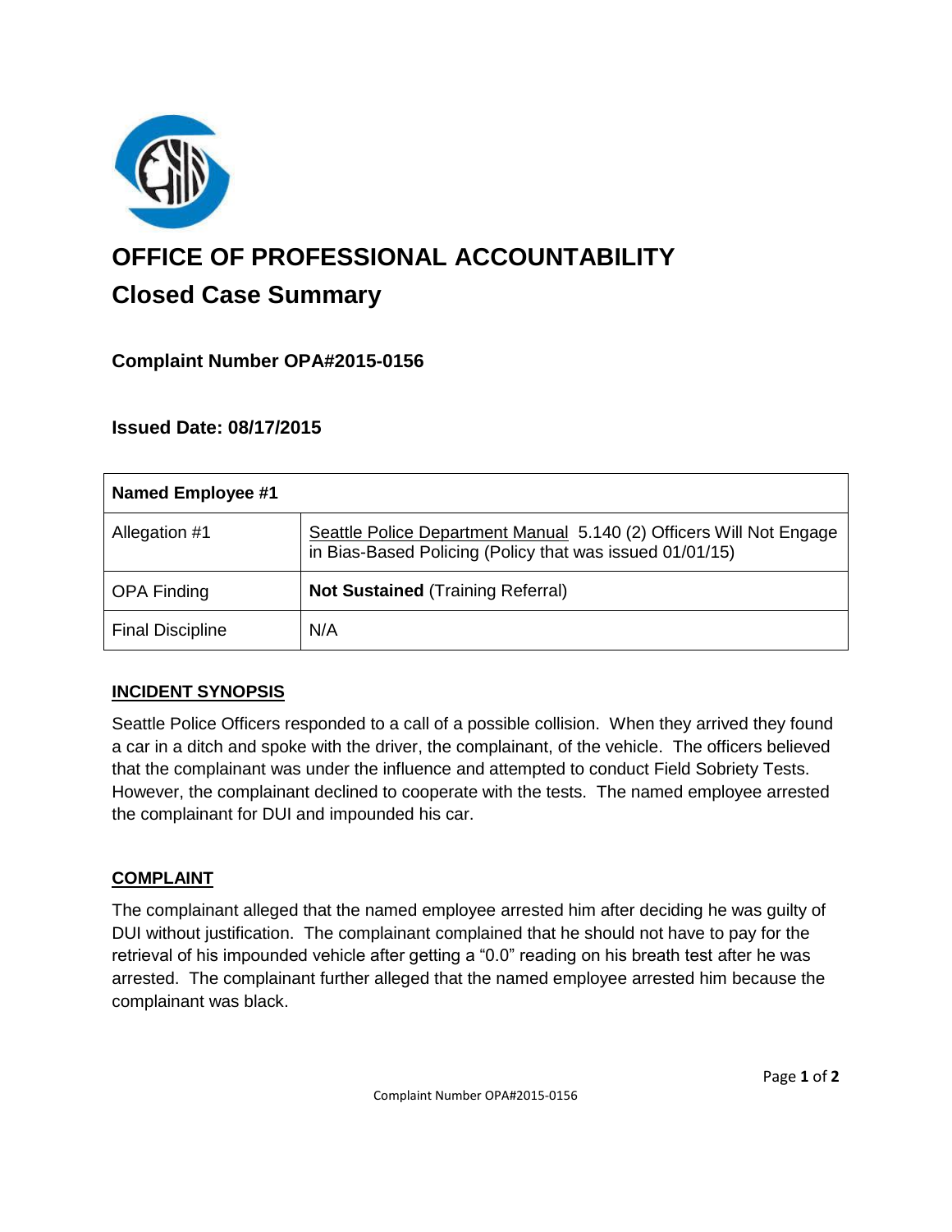# OFFICE OF PROFESSIONAL ACCOUNTABILITY

## Closed Case Summary

### Complaint Number OPA#2015-0156

### Issued Date: 08/17/2015

| Named Employee #1 | |
|---|---|
| Allegation #1 | Seattle Police Department Manual 5.140 (2) Officers Will Not Engage in Bias-Based Policing (Policy that was issued 01/01/15) |
| OPA Finding | **Not Sustained** (Training Referral) |
| Final Discipline | N/A |

#### INCIDENT SYNOPSIS

Seattle Police Officers responded to a call of a possible collision. When they arrived they found a car in a ditch and spoke with the driver, the complainant, of the vehicle. The officers believed that the complainant was under the influence and attempted to conduct Field Sobriety Tests. However, the complainant declined to cooperate with the tests. The named employee arrested the complainant for DUI and impounded his car.

#### COMPLAINT

The complainant alleged that the named employee arrested him after deciding he was guilty of DUI without justification. The complainant complained that he should not have to pay for the retrieval of his impounded vehicle after getting a "0.0" reading on his breath test after he was arrested. The complainant further alleged that the named employee arrested him because the complainant was black.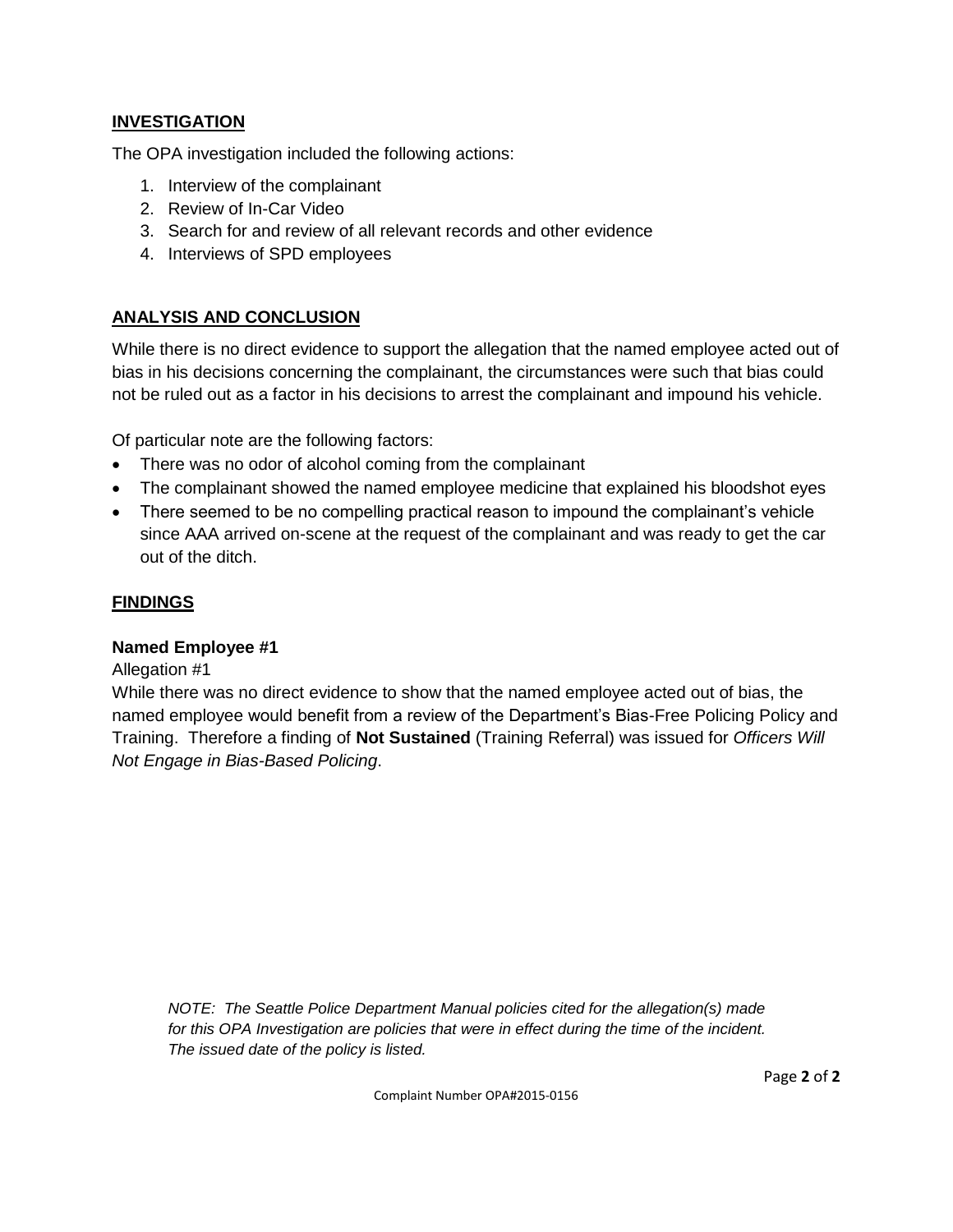## INVESTIGATION

The OPA investigation included the following actions:

1. Interview of the complainant
2. Review of In-Car Video
3. Search for and review of all relevant records and other evidence
4. Interviews of SPD employees

## ANALYSIS AND CONCLUSION

While there is no direct evidence to support the allegation that the named employee acted out of bias in his decisions concerning the complainant, the circumstances were such that bias could not be ruled out as a factor in his decisions to arrest the complainant and impound his vehicle.

Of particular note are the following factors:

- There was no odor of alcohol coming from the complainant
- The complainant showed the named employee medicine that explained his bloodshot eyes
- There seemed to be no compelling practical reason to impound the complainant's vehicle since AAA arrived on-scene at the request of the complainant and was ready to get the car out of the ditch.

## FINDINGS

**Named Employee #1**

Allegation #1

While there was no direct evidence to show that the named employee acted out of bias, the named employee would benefit from a review of the Department's Bias-Free Policing Policy and Training. Therefore a finding of **Not Sustained** (Training Referral) was issued for *Officers Will Not Engage in Bias-Based Policing*.

*NOTE: The Seattle Police Department Manual policies cited for the allegation(s) made for this OPA Investigation are policies that were in effect during the time of the incident. The issued date of the policy is listed.*

Complaint Number OPA#2015-0156